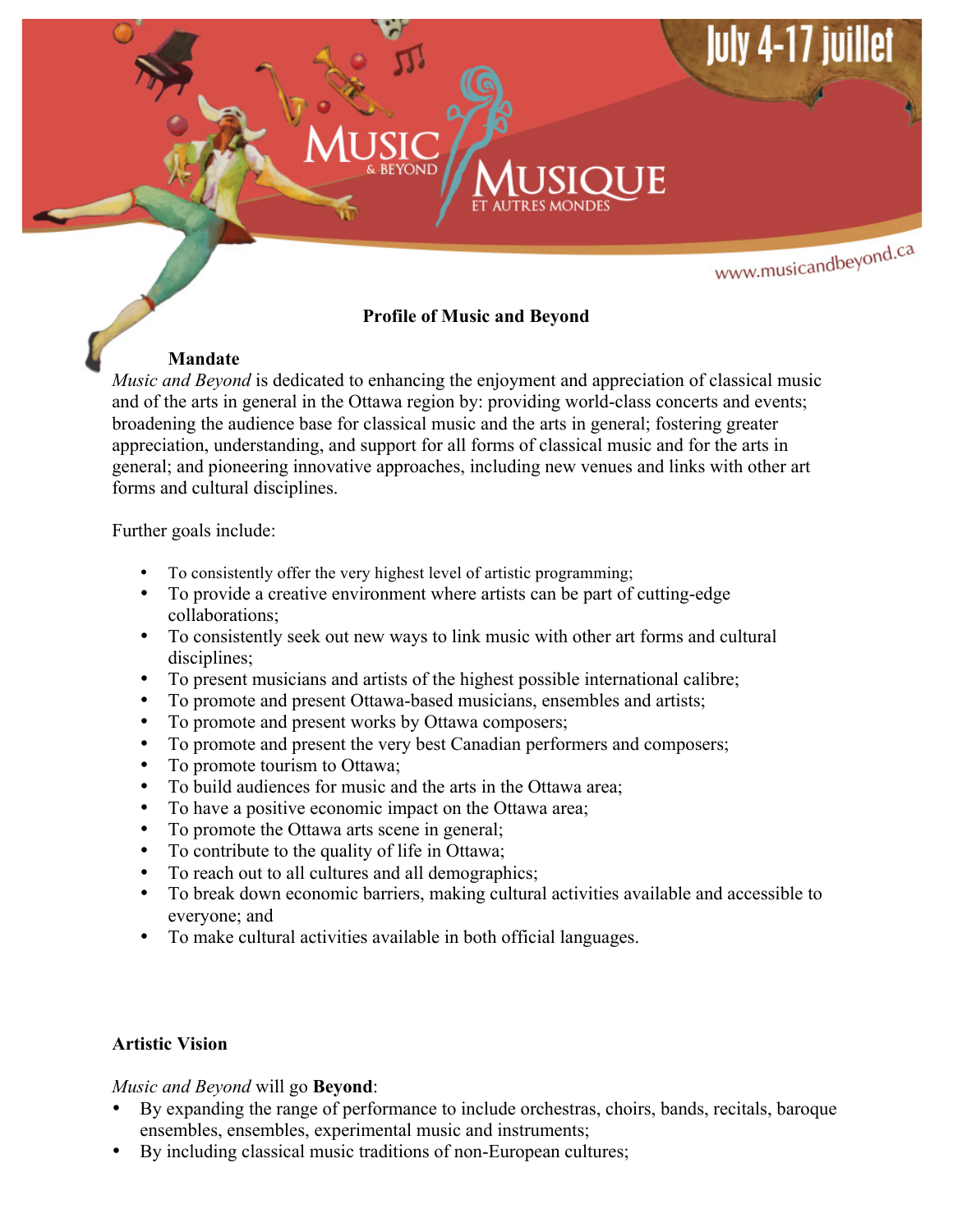Music & Beyond
Musique et autres mondes

July 4-17 juillet

www.musicandbeyond.ca

## Profile of Music and Beyond

### Mandate

*Music and Beyond* is dedicated to enhancing the enjoyment and appreciation of classical music and of the arts in general in the Ottawa region by: providing world-class concerts and events; broadening the audience base for classical music and the arts in general; fostering greater appreciation, understanding, and support for all forms of classical music and for the arts in general; and pioneering innovative approaches, including new venues and links with other art forms and cultural disciplines.

Further goals include:

- To consistently offer the very highest level of artistic programming;
- To provide a creative environment where artists can be part of cutting-edge collaborations;
- To consistently seek out new ways to link music with other art forms and cultural disciplines;
- To present musicians and artists of the highest possible international calibre;
- To promote and present Ottawa-based musicians, ensembles and artists;
- To promote and present works by Ottawa composers;
- To promote and present the very best Canadian performers and composers;
- To promote tourism to Ottawa;
- To build audiences for music and the arts in the Ottawa area;
- To have a positive economic impact on the Ottawa area;
- To promote the Ottawa arts scene in general;
- To contribute to the quality of life in Ottawa;
- To reach out to all cultures and all demographics;
- To break down economic barriers, making cultural activities available and accessible to everyone; and
- To make cultural activities available in both official languages.

### Artistic Vision

*Music and Beyond* will go **Beyond**:

- By expanding the range of performance to include orchestras, choirs, bands, recitals, baroque ensembles, ensembles, experimental music and instruments;
- By including classical music traditions of non-European cultures;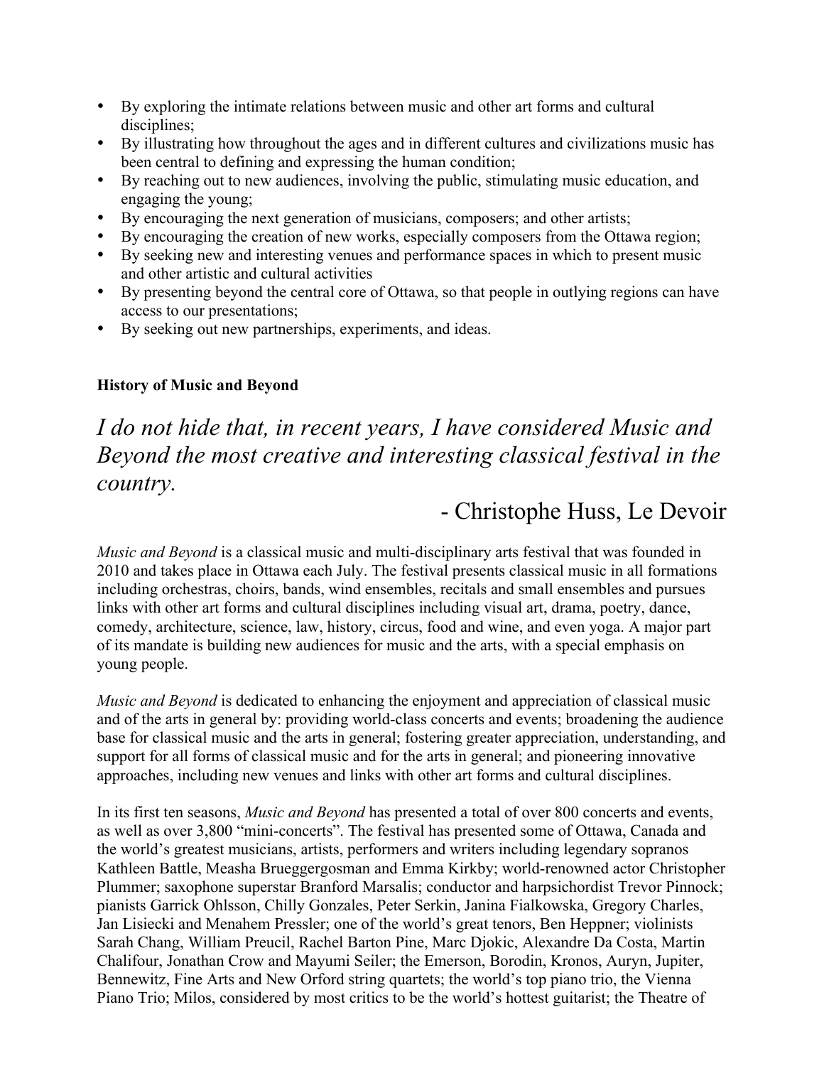- By exploring the intimate relations between music and other art forms and cultural disciplines;
- By illustrating how throughout the ages and in different cultures and civilizations music has been central to defining and expressing the human condition;
- By reaching out to new audiences, involving the public, stimulating music education, and engaging the young;
- By encouraging the next generation of musicians, composers; and other artists;
- By encouraging the creation of new works, especially composers from the Ottawa region;
- By seeking new and interesting venues and performance spaces in which to present music and other artistic and cultural activities
- By presenting beyond the central core of Ottawa, so that people in outlying regions can have access to our presentations;
- By seeking out new partnerships, experiments, and ideas.

**History of Music and Beyond**

*I do not hide that, in recent years, I have considered Music and Beyond the most creative and interesting classical festival in the country.*

- Christophe Huss, Le Devoir

*Music and Beyond* is a classical music and multi-disciplinary arts festival that was founded in 2010 and takes place in Ottawa each July. The festival presents classical music in all formations including orchestras, choirs, bands, wind ensembles, recitals and small ensembles and pursues links with other art forms and cultural disciplines including visual art, drama, poetry, dance, comedy, architecture, science, law, history, circus, food and wine, and even yoga. A major part of its mandate is building new audiences for music and the arts, with a special emphasis on young people.

*Music and Beyond* is dedicated to enhancing the enjoyment and appreciation of classical music and of the arts in general by: providing world-class concerts and events; broadening the audience base for classical music and the arts in general; fostering greater appreciation, understanding, and support for all forms of classical music and for the arts in general; and pioneering innovative approaches, including new venues and links with other art forms and cultural disciplines.

In its first ten seasons, *Music and Beyond* has presented a total of over 800 concerts and events, as well as over 3,800 "mini-concerts". The festival has presented some of Ottawa, Canada and the world's greatest musicians, artists, performers and writers including legendary sopranos Kathleen Battle, Measha Brueggergosman and Emma Kirkby; world-renowned actor Christopher Plummer; saxophone superstar Branford Marsalis; conductor and harpsichordist Trevor Pinnock; pianists Garrick Ohlsson, Chilly Gonzales, Peter Serkin, Janina Fialkowska, Gregory Charles, Jan Lisiecki and Menahem Pressler; one of the world's great tenors, Ben Heppner; violinists Sarah Chang, William Preucil, Rachel Barton Pine, Marc Djokic, Alexandre Da Costa, Martin Chalifour, Jonathan Crow and Mayumi Seiler; the Emerson, Borodin, Kronos, Auryn, Jupiter, Bennewitz, Fine Arts and New Orford string quartets; the world's top piano trio, the Vienna Piano Trio; Milos, considered by most critics to be the world's hottest guitarist; the Theatre of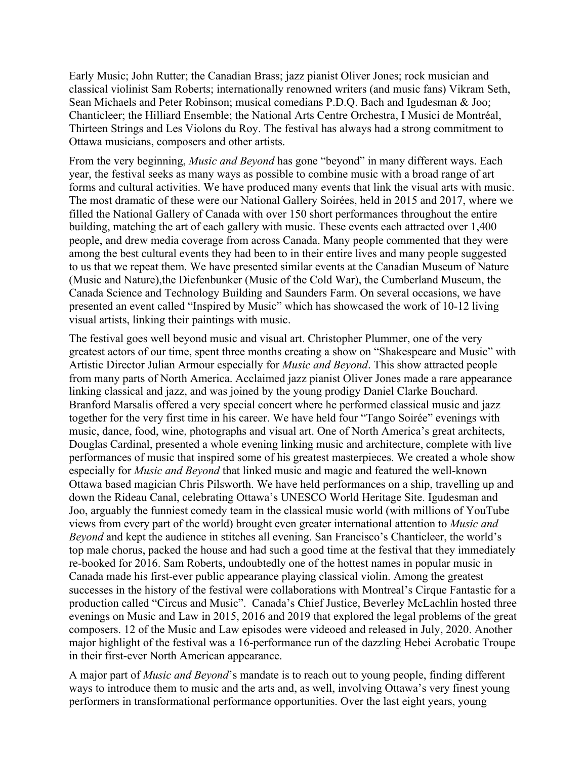Early Music; John Rutter; the Canadian Brass; jazz pianist Oliver Jones; rock musician and classical violinist Sam Roberts; internationally renowned writers (and music fans) Vikram Seth, Sean Michaels and Peter Robinson; musical comedians P.D.Q. Bach and Igudesman & Joo; Chanticleer; the Hilliard Ensemble; the National Arts Centre Orchestra, I Musici de Montréal, Thirteen Strings and Les Violons du Roy. The festival has always had a strong commitment to Ottawa musicians, composers and other artists.

From the very beginning, *Music and Beyond* has gone "beyond" in many different ways. Each year, the festival seeks as many ways as possible to combine music with a broad range of art forms and cultural activities. We have produced many events that link the visual arts with music. The most dramatic of these were our National Gallery Soirées, held in 2015 and 2017, where we filled the National Gallery of Canada with over 150 short performances throughout the entire building, matching the art of each gallery with music. These events each attracted over 1,400 people, and drew media coverage from across Canada. Many people commented that they were among the best cultural events they had been to in their entire lives and many people suggested to us that we repeat them. We have presented similar events at the Canadian Museum of Nature (Music and Nature),the Diefenbunker (Music of the Cold War), the Cumberland Museum, the Canada Science and Technology Building and Saunders Farm. On several occasions, we have presented an event called "Inspired by Music" which has showcased the work of 10-12 living visual artists, linking their paintings with music.

The festival goes well beyond music and visual art. Christopher Plummer, one of the very greatest actors of our time, spent three months creating a show on "Shakespeare and Music" with Artistic Director Julian Armour especially for *Music and Beyond*. This show attracted people from many parts of North America. Acclaimed jazz pianist Oliver Jones made a rare appearance linking classical and jazz, and was joined by the young prodigy Daniel Clarke Bouchard. Branford Marsalis offered a very special concert where he performed classical music and jazz together for the very first time in his career. We have held four "Tango Soirée" evenings with music, dance, food, wine, photographs and visual art. One of North America's great architects, Douglas Cardinal, presented a whole evening linking music and architecture, complete with live performances of music that inspired some of his greatest masterpieces. We created a whole show especially for *Music and Beyond* that linked music and magic and featured the well-known Ottawa based magician Chris Pilsworth. We have held performances on a ship, travelling up and down the Rideau Canal, celebrating Ottawa's UNESCO World Heritage Site. Igudesman and Joo, arguably the funniest comedy team in the classical music world (with millions of YouTube views from every part of the world) brought even greater international attention to *Music and Beyond* and kept the audience in stitches all evening. San Francisco's Chanticleer, the world's top male chorus, packed the house and had such a good time at the festival that they immediately re-booked for 2016. Sam Roberts, undoubtedly one of the hottest names in popular music in Canada made his first-ever public appearance playing classical violin. Among the greatest successes in the history of the festival were collaborations with Montreal's Cirque Fantastic for a production called "Circus and Music". Canada's Chief Justice, Beverley McLachlin hosted three evenings on Music and Law in 2015, 2016 and 2019 that explored the legal problems of the great composers. 12 of the Music and Law episodes were videoed and released in July, 2020. Another major highlight of the festival was a 16-performance run of the dazzling Hebei Acrobatic Troupe in their first-ever North American appearance.

A major part of *Music and Beyond*'s mandate is to reach out to young people, finding different ways to introduce them to music and the arts and, as well, involving Ottawa's very finest young performers in transformational performance opportunities. Over the last eight years, young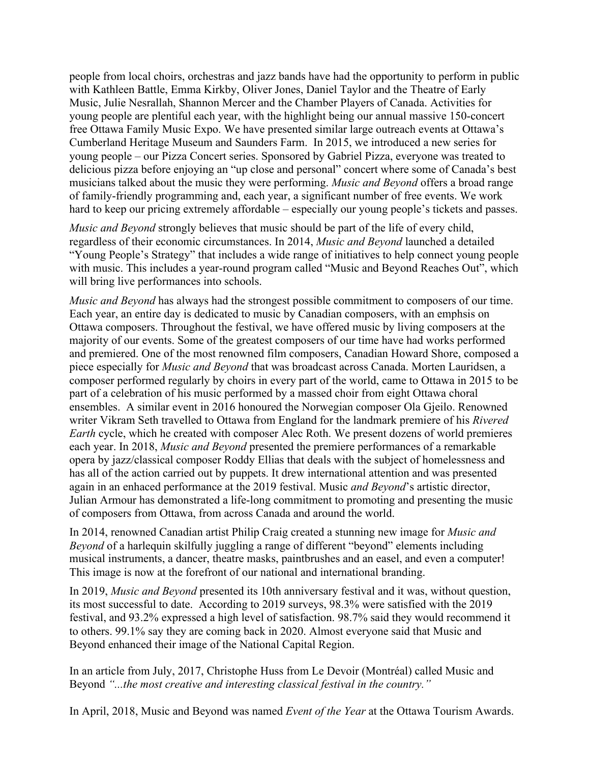people from local choirs, orchestras and jazz bands have had the opportunity to perform in public with Kathleen Battle, Emma Kirkby, Oliver Jones, Daniel Taylor and the Theatre of Early Music, Julie Nesrallah, Shannon Mercer and the Chamber Players of Canada. Activities for young people are plentiful each year, with the highlight being our annual massive 150-concert free Ottawa Family Music Expo. We have presented similar large outreach events at Ottawa's Cumberland Heritage Museum and Saunders Farm. In 2015, we introduced a new series for young people – our Pizza Concert series. Sponsored by Gabriel Pizza, everyone was treated to delicious pizza before enjoying an "up close and personal" concert where some of Canada's best musicians talked about the music they were performing. *Music and Beyond* offers a broad range of family-friendly programming and, each year, a significant number of free events. We work hard to keep our pricing extremely affordable – especially our young people's tickets and passes.

*Music and Beyond* strongly believes that music should be part of the life of every child, regardless of their economic circumstances. In 2014, *Music and Beyond* launched a detailed "Young People's Strategy" that includes a wide range of initiatives to help connect young people with music. This includes a year-round program called "Music and Beyond Reaches Out", which will bring live performances into schools.

*Music and Beyond* has always had the strongest possible commitment to composers of our time. Each year, an entire day is dedicated to music by Canadian composers, with an emphsis on Ottawa composers. Throughout the festival, we have offered music by living composers at the majority of our events. Some of the greatest composers of our time have had works performed and premiered. One of the most renowned film composers, Canadian Howard Shore, composed a piece especially for *Music and Beyond* that was broadcast across Canada. Morten Lauridsen, a composer performed regularly by choirs in every part of the world, came to Ottawa in 2015 to be part of a celebration of his music performed by a massed choir from eight Ottawa choral ensembles. A similar event in 2016 honoured the Norwegian composer Ola Gjeilo. Renowned writer Vikram Seth travelled to Ottawa from England for the landmark premiere of his *Rivered Earth* cycle, which he created with composer Alec Roth. We present dozens of world premieres each year. In 2018, *Music and Beyond* presented the premiere performances of a remarkable opera by jazz/classical composer Roddy Ellias that deals with the subject of homelessness and has all of the action carried out by puppets. It drew international attention and was presented again in an enhaced performance at the 2019 festival. Music *and Beyond*'s artistic director, Julian Armour has demonstrated a life-long commitment to promoting and presenting the music of composers from Ottawa, from across Canada and around the world.

In 2014, renowned Canadian artist Philip Craig created a stunning new image for *Music and Beyond* of a harlequin skilfully juggling a range of different "beyond" elements including musical instruments, a dancer, theatre masks, paintbrushes and an easel, and even a computer! This image is now at the forefront of our national and international branding.

In 2019, *Music and Beyond* presented its 10th anniversary festival and it was, without question, its most successful to date. According to 2019 surveys, 98.3% were satisfied with the 2019 festival, and 93.2% expressed a high level of satisfaction. 98.7% said they would recommend it to others. 99.1% say they are coming back in 2020. Almost everyone said that Music and Beyond enhanced their image of the National Capital Region.

In an article from July, 2017, Christophe Huss from Le Devoir (Montréal) called Music and Beyond *"...the most creative and interesting classical festival in the country."*

In April, 2018, Music and Beyond was named *Event of the Year* at the Ottawa Tourism Awards.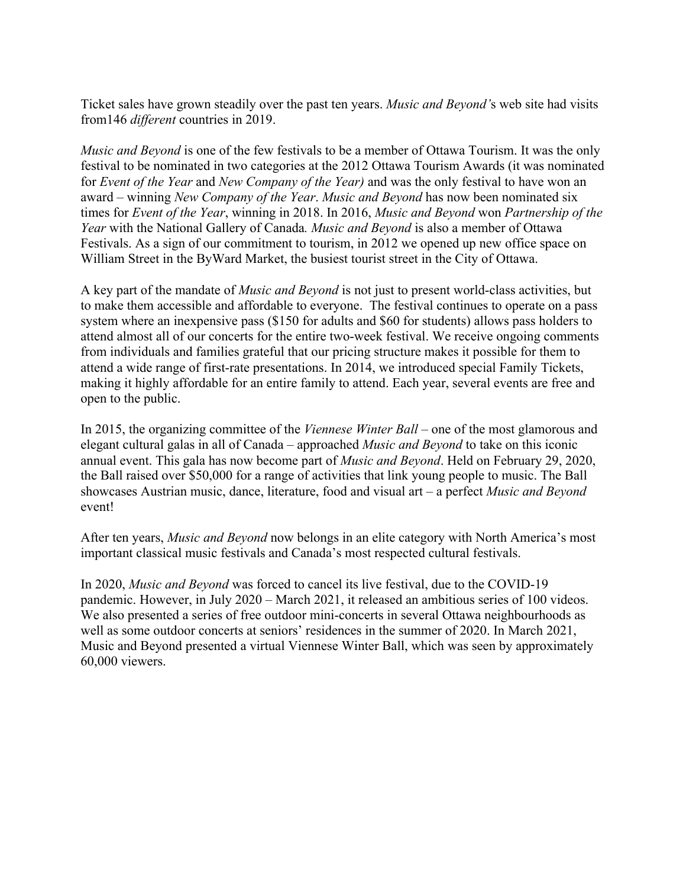Ticket sales have grown steadily over the past ten years. *Music and Beyond'*s web site had visits from146 *different* countries in 2019.

*Music and Beyond* is one of the few festivals to be a member of Ottawa Tourism. It was the only festival to be nominated in two categories at the 2012 Ottawa Tourism Awards (it was nominated for *Event of the Year* and *New Company of the Year)* and was the only festival to have won an award – winning *New Company of the Year*. *Music and Beyond* has now been nominated six times for *Event of the Year*, winning in 2018. In 2016, *Music and Beyond* won *Partnership of the Year* with the National Gallery of Canada*. Music and Beyond* is also a member of Ottawa Festivals. As a sign of our commitment to tourism, in 2012 we opened up new office space on William Street in the ByWard Market, the busiest tourist street in the City of Ottawa.

A key part of the mandate of *Music and Beyond* is not just to present world-class activities, but to make them accessible and affordable to everyone. The festival continues to operate on a pass system where an inexpensive pass ($150 for adults and $60 for students) allows pass holders to attend almost all of our concerts for the entire two-week festival. We receive ongoing comments from individuals and families grateful that our pricing structure makes it possible for them to attend a wide range of first-rate presentations. In 2014, we introduced special Family Tickets, making it highly affordable for an entire family to attend. Each year, several events are free and open to the public.

In 2015, the organizing committee of the *Viennese Winter Ball* – one of the most glamorous and elegant cultural galas in all of Canada – approached *Music and Beyond* to take on this iconic annual event. This gala has now become part of *Music and Beyond*. Held on February 29, 2020, the Ball raised over $50,000 for a range of activities that link young people to music. The Ball showcases Austrian music, dance, literature, food and visual art – a perfect *Music and Beyond* event!

After ten years, *Music and Beyond* now belongs in an elite category with North America's most important classical music festivals and Canada's most respected cultural festivals.

In 2020, *Music and Beyond* was forced to cancel its live festival, due to the COVID-19 pandemic. However, in July 2020 – March 2021, it released an ambitious series of 100 videos. We also presented a series of free outdoor mini-concerts in several Ottawa neighbourhoods as well as some outdoor concerts at seniors' residences in the summer of 2020. In March 2021, Music and Beyond presented a virtual Viennese Winter Ball, which was seen by approximately 60,000 viewers.